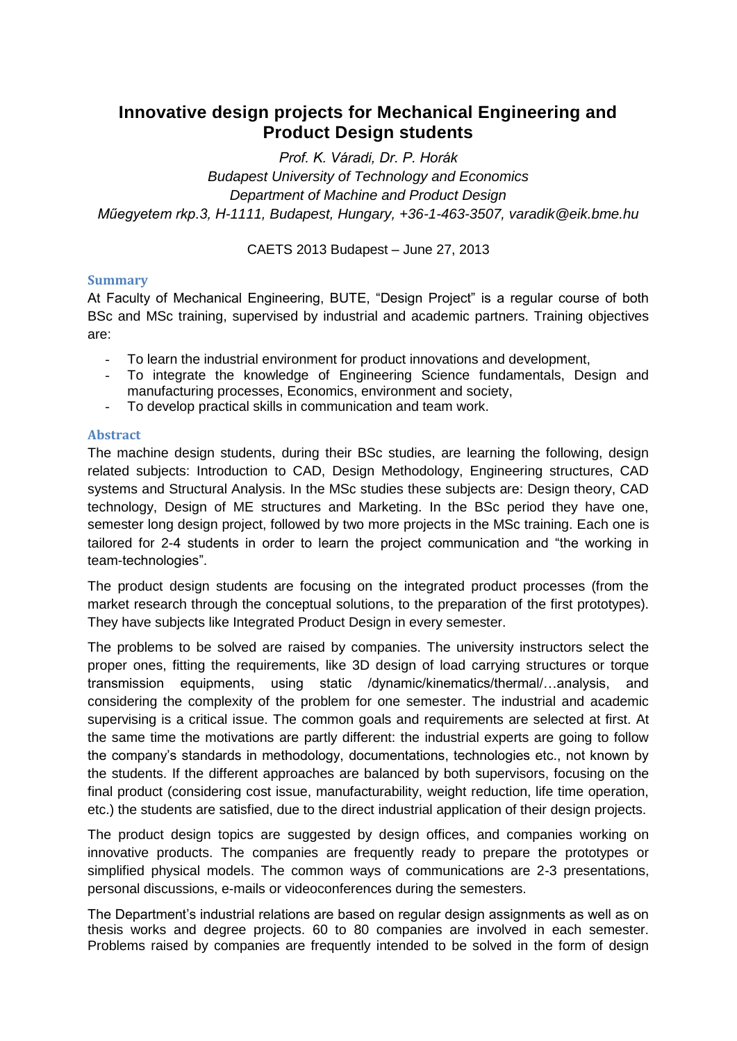# Innovative design projects for Mechanical Engineering and Product Design students

*Prof. K. Váradi, Dr. P. Horák*
*Budapest University of Technology and Economics*
*Department of Machine and Product Design*
*Műegyetem rkp.3, H-1111, Budapest, Hungary, +36-1-463-3507, varadik@eik.bme.hu*

CAETS 2013 Budapest – June 27, 2013

## Summary

At Faculty of Mechanical Engineering, BUTE, "Design Project" is a regular course of both BSc and MSc training, supervised by industrial and academic partners. Training objectives are:

- To learn the industrial environment for product innovations and development,
- To integrate the knowledge of Engineering Science fundamentals, Design and manufacturing processes, Economics, environment and society,
- To develop practical skills in communication and team work.

## Abstract

The machine design students, during their BSc studies, are learning the following, design related subjects: Introduction to CAD, Design Methodology, Engineering structures, CAD systems and Structural Analysis. In the MSc studies these subjects are: Design theory, CAD technology, Design of ME structures and Marketing. In the BSc period they have one, semester long design project, followed by two more projects in the MSc training. Each one is tailored for 2-4 students in order to learn the project communication and "the working in team-technologies".

The product design students are focusing on the integrated product processes (from the market research through the conceptual solutions, to the preparation of the first prototypes). They have subjects like Integrated Product Design in every semester.

The problems to be solved are raised by companies. The university instructors select the proper ones, fitting the requirements, like 3D design of load carrying structures or torque transmission equipments, using static /dynamic/kinematics/thermal/…analysis, and considering the complexity of the problem for one semester. The industrial and academic supervising is a critical issue. The common goals and requirements are selected at first. At the same time the motivations are partly different: the industrial experts are going to follow the company's standards in methodology, documentations, technologies etc., not known by the students. If the different approaches are balanced by both supervisors, focusing on the final product (considering cost issue, manufacturability, weight reduction, life time operation, etc.) the students are satisfied, due to the direct industrial application of their design projects.

The product design topics are suggested by design offices, and companies working on innovative products. The companies are frequently ready to prepare the prototypes or simplified physical models. The common ways of communications are 2-3 presentations, personal discussions, e-mails or videoconferences during the semesters.

The Department's industrial relations are based on regular design assignments as well as on thesis works and degree projects. 60 to 80 companies are involved in each semester. Problems raised by companies are frequently intended to be solved in the form of design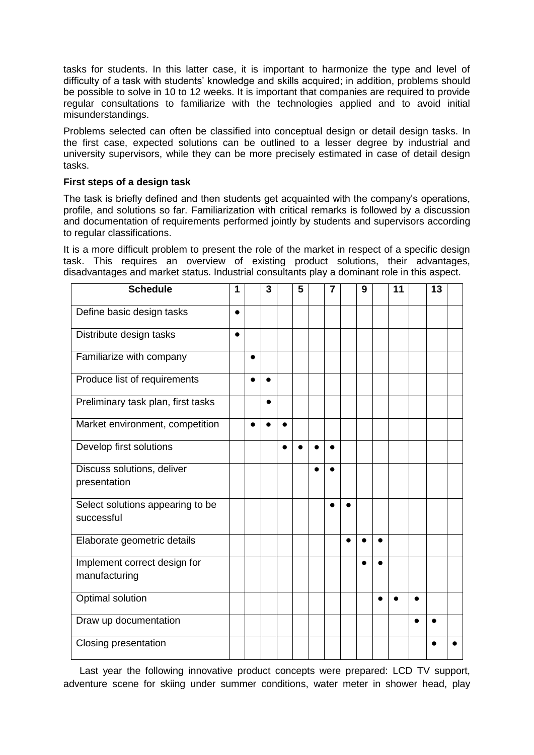tasks for students. In this latter case, it is important to harmonize the type and level of difficulty of a task with students' knowledge and skills acquired; in addition, problems should be possible to solve in 10 to 12 weeks. It is important that companies are required to provide regular consultations to familiarize with the technologies applied and to avoid initial misunderstandings.

Problems selected can often be classified into conceptual design or detail design tasks. In the first case, expected solutions can be outlined to a lesser degree by industrial and university supervisors, while they can be more precisely estimated in case of detail design tasks.

**First steps of a design task**

The task is briefly defined and then students get acquainted with the company's operations, profile, and solutions so far. Familiarization with critical remarks is followed by a discussion and documentation of requirements performed jointly by students and supervisors according to regular classifications.

It is a more difficult problem to present the role of the market in respect of a specific design task. This requires an overview of existing product solutions, their advantages, disadvantages and market status. Industrial consultants play a dominant role in this aspect.

| Schedule | 1 | | 3 | | 5 | | 7 | | 9 | | 11 | | 13 | |
|---|---|---|---|---|---|---|---|---|---|---|---|---|---|---|
| Define basic design tasks | ● | | | | | | | | | | | | | |
| Distribute design tasks | ● | | | | | | | | | | | | | |
| Familiarize with company | | ● | | | | | | | | | | | | |
| Produce list of requirements | | ● | ● | | | | | | | | | | | |
| Preliminary task plan, first tasks | | | ● | | | | | | | | | | | |
| Market environment, competition | | ● | ● | ● | | | | | | | | | | |
| Develop first solutions | | | | ● | ● | ● | ● | | | | | | | |
| Discuss solutions, deliver presentation | | | | | | ● | ● | | | | | | | |
| Select solutions appearing to be successful | | | | | | | ● | ● | | | | | | |
| Elaborate geometric details | | | | | | | | ● | ● | ● | | | | |
| Implement correct design for manufacturing | | | | | | | | | ● | ● | | | | |
| Optimal solution | | | | | | | | | | ● | ● | ● | | |
| Draw up documentation | | | | | | | | | | | | ● | ● | |
| Closing presentation | | | | | | | | | | | | | ● | ● |

Last year the following innovative product concepts were prepared: LCD TV support, adventure scene for skiing under summer conditions, water meter in shower head, play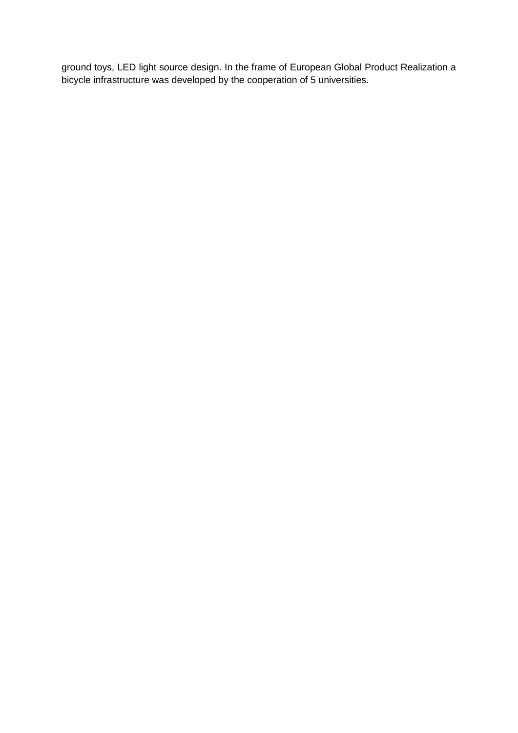ground toys, LED light source design. In the frame of European Global Product Realization a bicycle infrastructure was developed by the cooperation of 5 universities.